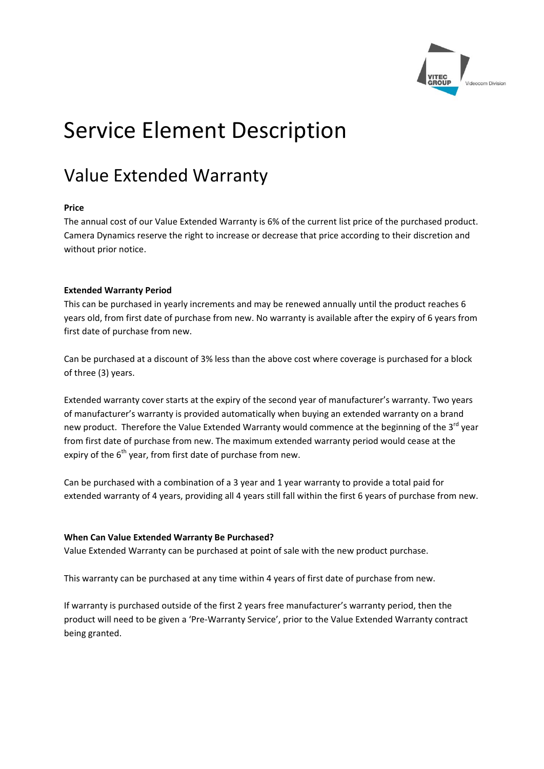# Service Element Description

## Value Extended Warranty

**Price**

The annual cost of our Value Extended Warranty is 6% of the current list price of the purchased product. Camera Dynamics reserve the right to increase or decrease that price according to their discretion and without prior notice.

**Extended Warranty Period**

This can be purchased in yearly increments and may be renewed annually until the product reaches 6 years old, from first date of purchase from new. No warranty is available after the expiry of 6 years from first date of purchase from new.

Can be purchased at a discount of 3% less than the above cost where coverage is purchased for a block of three (3) years.

Extended warranty cover starts at the expiry of the second year of manufacturer's warranty. Two years of manufacturer's warranty is provided automatically when buying an extended warranty on a brand new product. Therefore the Value Extended Warranty would commence at the beginning of the 3rd year from first date of purchase from new. The maximum extended warranty period would cease at the expiry of the 6th year, from first date of purchase from new.

Can be purchased with a combination of a 3 year and 1 year warranty to provide a total paid for extended warranty of 4 years, providing all 4 years still fall within the first 6 years of purchase from new.

**When Can Value Extended Warranty Be Purchased?**

Value Extended Warranty can be purchased at point of sale with the new product purchase.

This warranty can be purchased at any time within 4 years of first date of purchase from new.

If warranty is purchased outside of the first 2 years free manufacturer's warranty period, then the product will need to be given a 'Pre-Warranty Service', prior to the Value Extended Warranty contract being granted.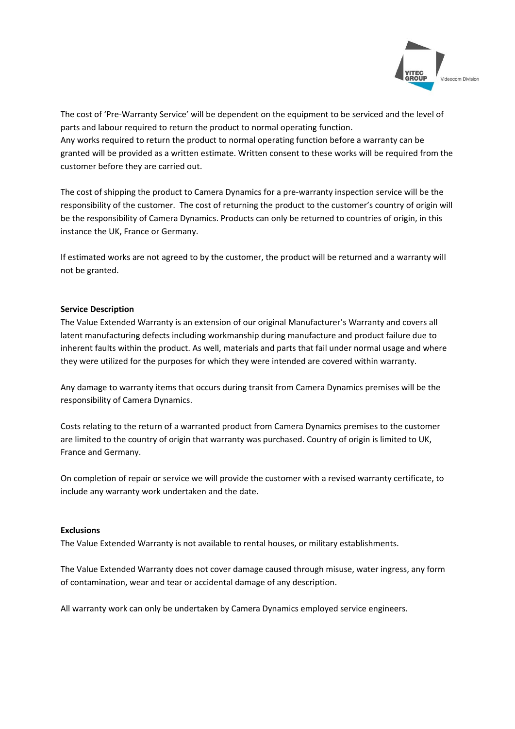The cost of 'Pre-Warranty Service' will be dependent on the equipment to be serviced and the level of parts and labour required to return the product to normal operating function.
Any works required to return the product to normal operating function before a warranty can be granted will be provided as a written estimate. Written consent to these works will be required from the customer before they are carried out.

The cost of shipping the product to Camera Dynamics for a pre-warranty inspection service will be the responsibility of the customer. The cost of returning the product to the customer's country of origin will be the responsibility of Camera Dynamics. Products can only be returned to countries of origin, in this instance the UK, France or Germany.

If estimated works are not agreed to by the customer, the product will be returned and a warranty will not be granted.

**Service Description**

The Value Extended Warranty is an extension of our original Manufacturer's Warranty and covers all latent manufacturing defects including workmanship during manufacture and product failure due to inherent faults within the product. As well, materials and parts that fail under normal usage and where they were utilized for the purposes for which they were intended are covered within warranty.

Any damage to warranty items that occurs during transit from Camera Dynamics premises will be the responsibility of Camera Dynamics.

Costs relating to the return of a warranted product from Camera Dynamics premises to the customer are limited to the country of origin that warranty was purchased. Country of origin is limited to UK, France and Germany.

On completion of repair or service we will provide the customer with a revised warranty certificate, to include any warranty work undertaken and the date.

**Exclusions**

The Value Extended Warranty is not available to rental houses, or military establishments.

The Value Extended Warranty does not cover damage caused through misuse, water ingress, any form of contamination, wear and tear or accidental damage of any description.

All warranty work can only be undertaken by Camera Dynamics employed service engineers.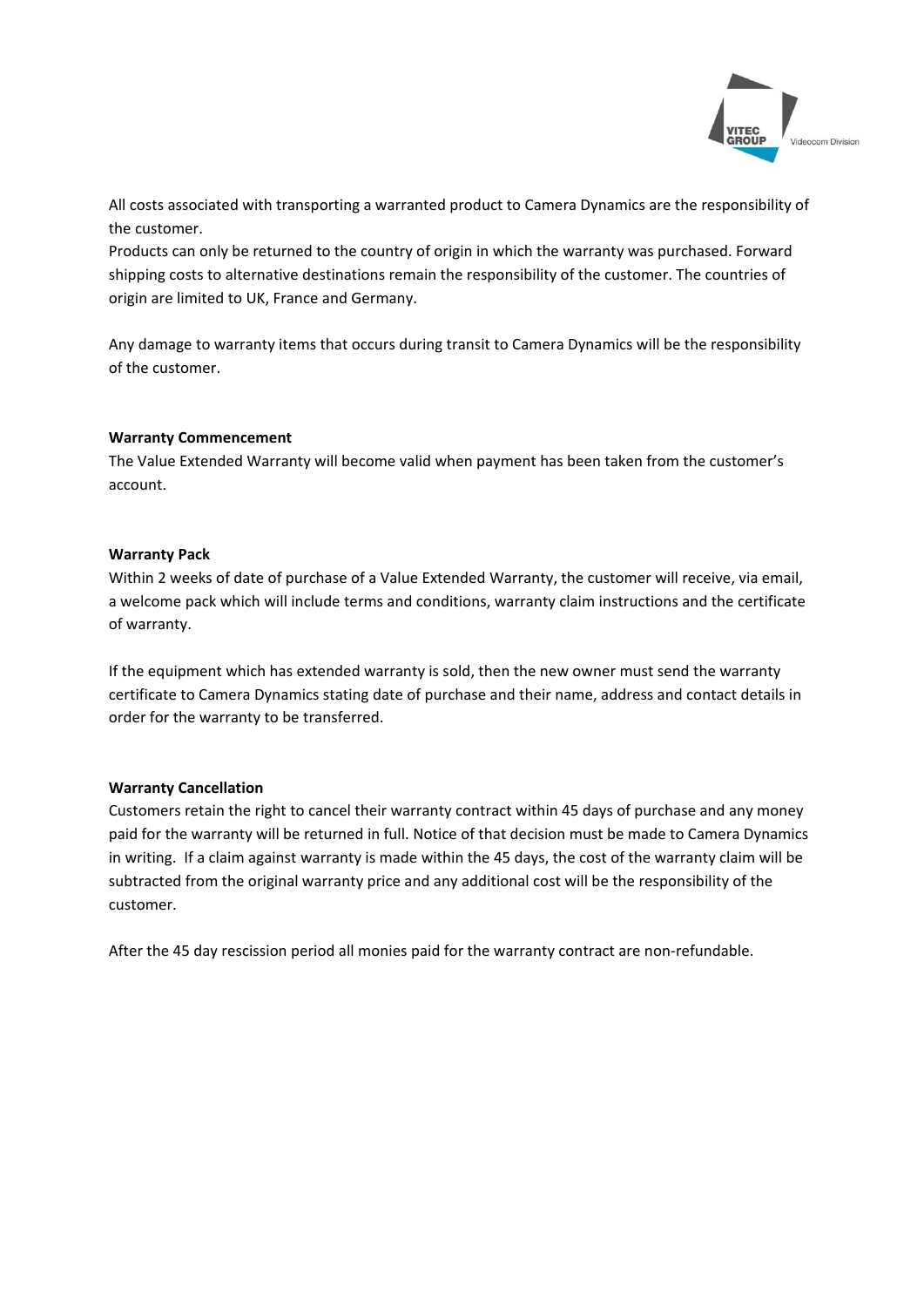All costs associated with transporting a warranted product to Camera Dynamics are the responsibility of the customer.
Products can only be returned to the country of origin in which the warranty was purchased. Forward shipping costs to alternative destinations remain the responsibility of the customer. The countries of origin are limited to UK, France and Germany.

Any damage to warranty items that occurs during transit to Camera Dynamics will be the responsibility of the customer.

**Warranty Commencement**
The Value Extended Warranty will become valid when payment has been taken from the customer's account.

**Warranty Pack**
Within 2 weeks of date of purchase of a Value Extended Warranty, the customer will receive, via email, a welcome pack which will include terms and conditions, warranty claim instructions and the certificate of warranty.

If the equipment which has extended warranty is sold, then the new owner must send the warranty certificate to Camera Dynamics stating date of purchase and their name, address and contact details in order for the warranty to be transferred.

**Warranty Cancellation**
Customers retain the right to cancel their warranty contract within 45 days of purchase and any money paid for the warranty will be returned in full. Notice of that decision must be made to Camera Dynamics in writing. If a claim against warranty is made within the 45 days, the cost of the warranty claim will be subtracted from the original warranty price and any additional cost will be the responsibility of the customer.

After the 45 day rescission period all monies paid for the warranty contract are non-refundable.